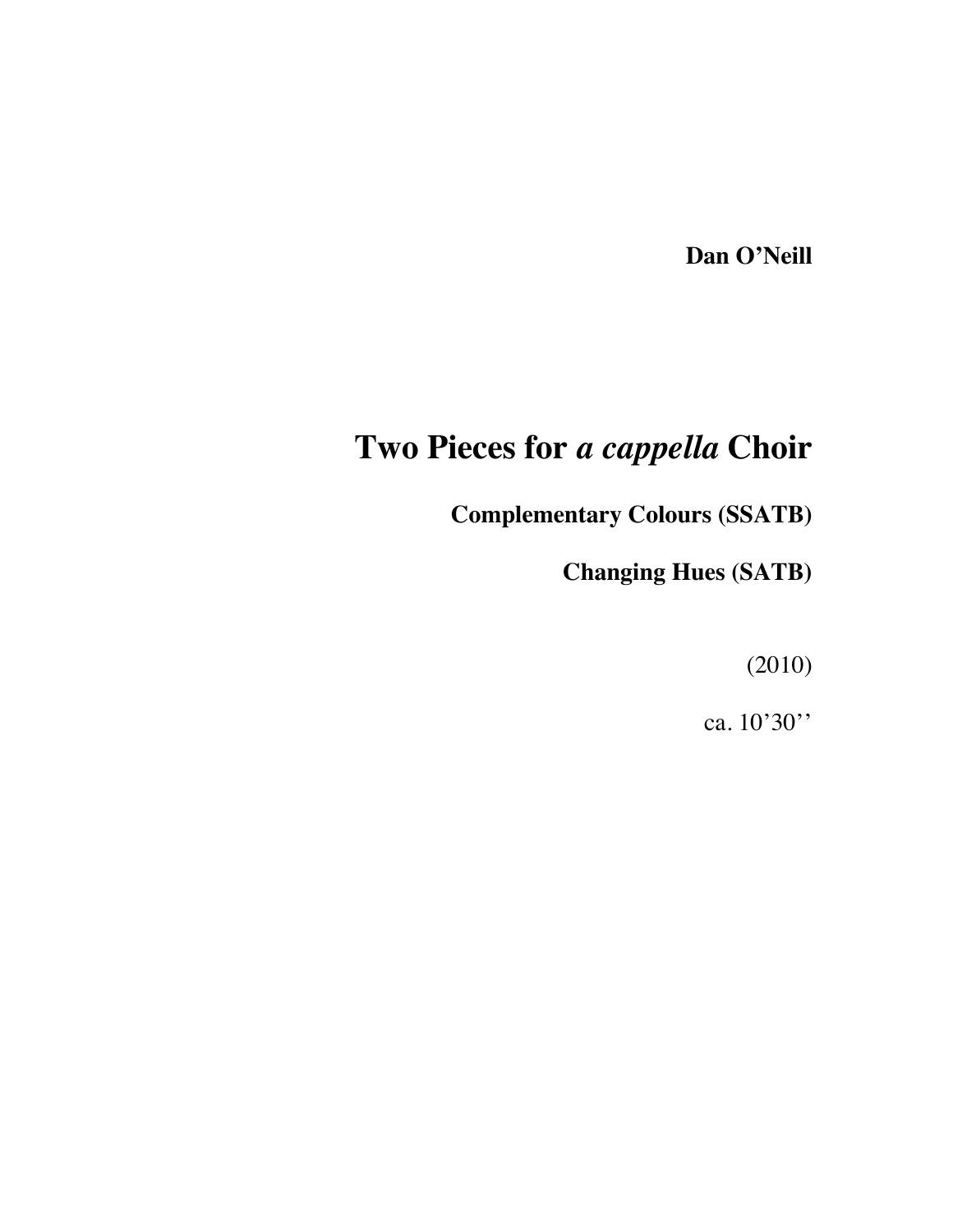**Dan O'Neill**

# Two Pieces for *a cappella* Choir

**Complementary Colours (SSATB)**

**Changing Hues (SATB)**

(2010)

ca. 10'30''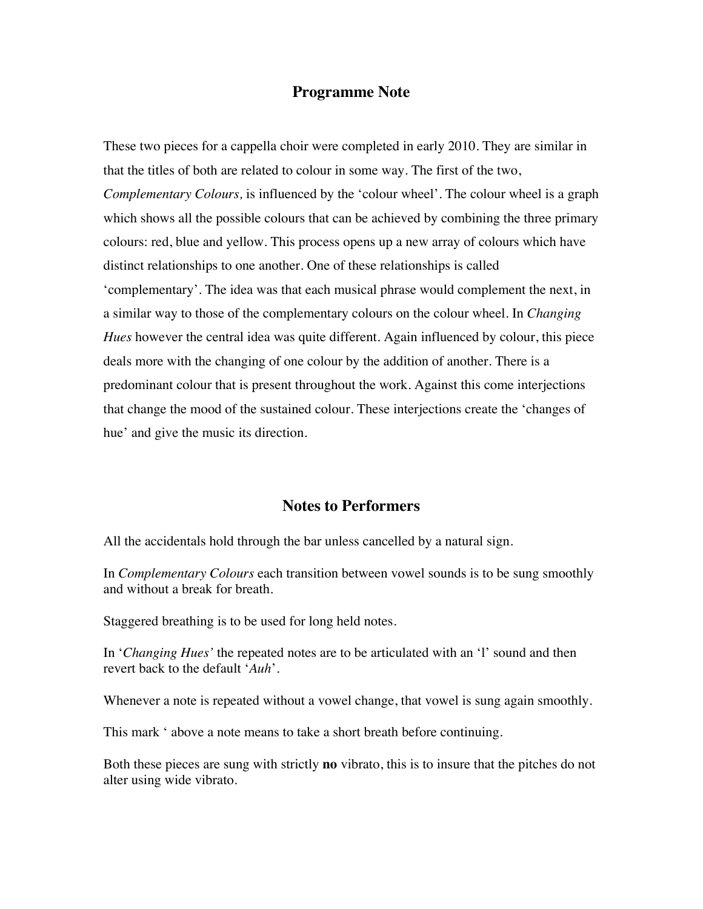## Programme Note

These two pieces for a cappella choir were completed in early 2010. They are similar in that the titles of both are related to colour in some way. The first of the two, *Complementary Colours,* is influenced by the 'colour wheel'. The colour wheel is a graph which shows all the possible colours that can be achieved by combining the three primary colours: red, blue and yellow. This process opens up a new array of colours which have distinct relationships to one another. One of these relationships is called 'complementary'. The idea was that each musical phrase would complement the next, in a similar way to those of the complementary colours on the colour wheel. In *Changing Hues* however the central idea was quite different. Again influenced by colour, this piece deals more with the changing of one colour by the addition of another. There is a predominant colour that is present throughout the work. Against this come interjections that change the mood of the sustained colour. These interjections create the 'changes of hue' and give the music its direction.

## Notes to Performers

All the accidentals hold through the bar unless cancelled by a natural sign.

In *Complementary Colours* each transition between vowel sounds is to be sung smoothly and without a break for breath.

Staggered breathing is to be used for long held notes.

In '*Changing Hues'* the repeated notes are to be articulated with an 'l' sound and then revert back to the default '*Auh*'.

Whenever a note is repeated without a vowel change, that vowel is sung again smoothly.

This mark ' above a note means to take a short breath before continuing.

Both these pieces are sung with strictly **no** vibrato, this is to insure that the pitches do not alter using wide vibrato.